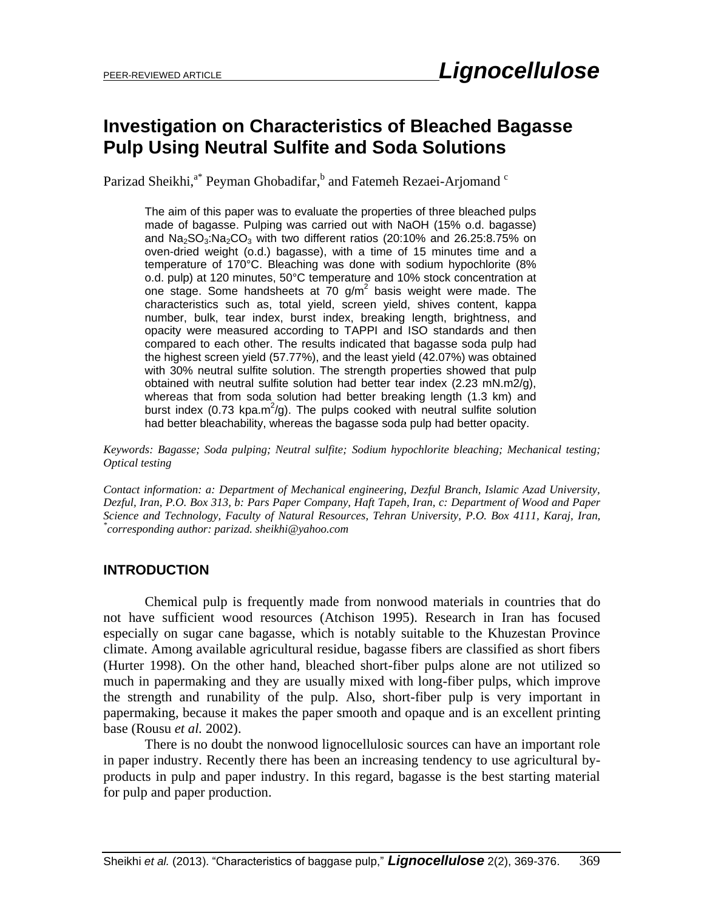PEER-REVIEWED ARTICLE **Lignocellulose**

# Investigation on Characteristics of Bleached Bagasse Pulp Using Neutral Sulfite and Soda Solutions

Parizad Sheikhi,[a*] Peyman Ghobadifar,[b] and Fatemeh Rezaei-Arjomand [c]

The aim of this paper was to evaluate the properties of three bleached pulps made of bagasse. Pulping was carried out with NaOH (15% o.d. bagasse) and $Na_2SO_3$:$Na_2CO_3$ with two different ratios (20:10% and 26.25:8.75% on oven-dried weight (o.d.) bagasse), with a time of 15 minutes time and a temperature of 170°C. Bleaching was done with sodium hypochlorite (8% o.d. pulp) at 120 minutes, 50°C temperature and 10% stock concentration at one stage. Some handsheets at 70 $g/m^2$ basis weight were made. The characteristics such as, total yield, screen yield, shives content, kappa number, bulk, tear index, burst index, breaking length, brightness, and opacity were measured according to TAPPI and ISO standards and then compared to each other. The results indicated that bagasse soda pulp had the highest screen yield (57.77%), and the least yield (42.07%) was obtained with 30% neutral sulfite solution. The strength properties showed that pulp obtained with neutral sulfite solution had better tear index (2.23 mN.m2/g), whereas that from soda solution had better breaking length (1.3 km) and burst index (0.73 $kpa.m^2/g$). The pulps cooked with neutral sulfite solution had better bleachability, whereas the bagasse soda pulp had better opacity.

*Keywords: Bagasse; Soda pulping; Neutral sulfite; Sodium hypochlorite bleaching; Mechanical testing; Optical testing*

*Contact information: a: Department of Mechanical engineering, Dezful Branch, Islamic Azad University, Dezful, Iran, P.O. Box 313, b: Pars Paper Company, Haft Tapeh, Iran, c: Department of Wood and Paper Science and Technology, Faculty of Natural Resources, Tehran University, P.O. Box 4111, Karaj, Iran, [*]corresponding author: parizad. sheikhi@yahoo.com*

## INTRODUCTION

Chemical pulp is frequently made from nonwood materials in countries that do not have sufficient wood resources (Atchison 1995). Research in Iran has focused especially on sugar cane bagasse, which is notably suitable to the Khuzestan Province climate. Among available agricultural residue, bagasse fibers are classified as short fibers (Hurter 1998). On the other hand, bleached short-fiber pulps alone are not utilized so much in papermaking and they are usually mixed with long-fiber pulps, which improve the strength and runability of the pulp. Also, short-fiber pulp is very important in papermaking, because it makes the paper smooth and opaque and is an excellent printing base (Rousu *et al.* 2002).

There is no doubt the nonwood lignocellulosic sources can have an important role in paper industry. Recently there has been an increasing tendency to use agricultural by-products in pulp and paper industry. In this regard, bagasse is the best starting material for pulp and paper production.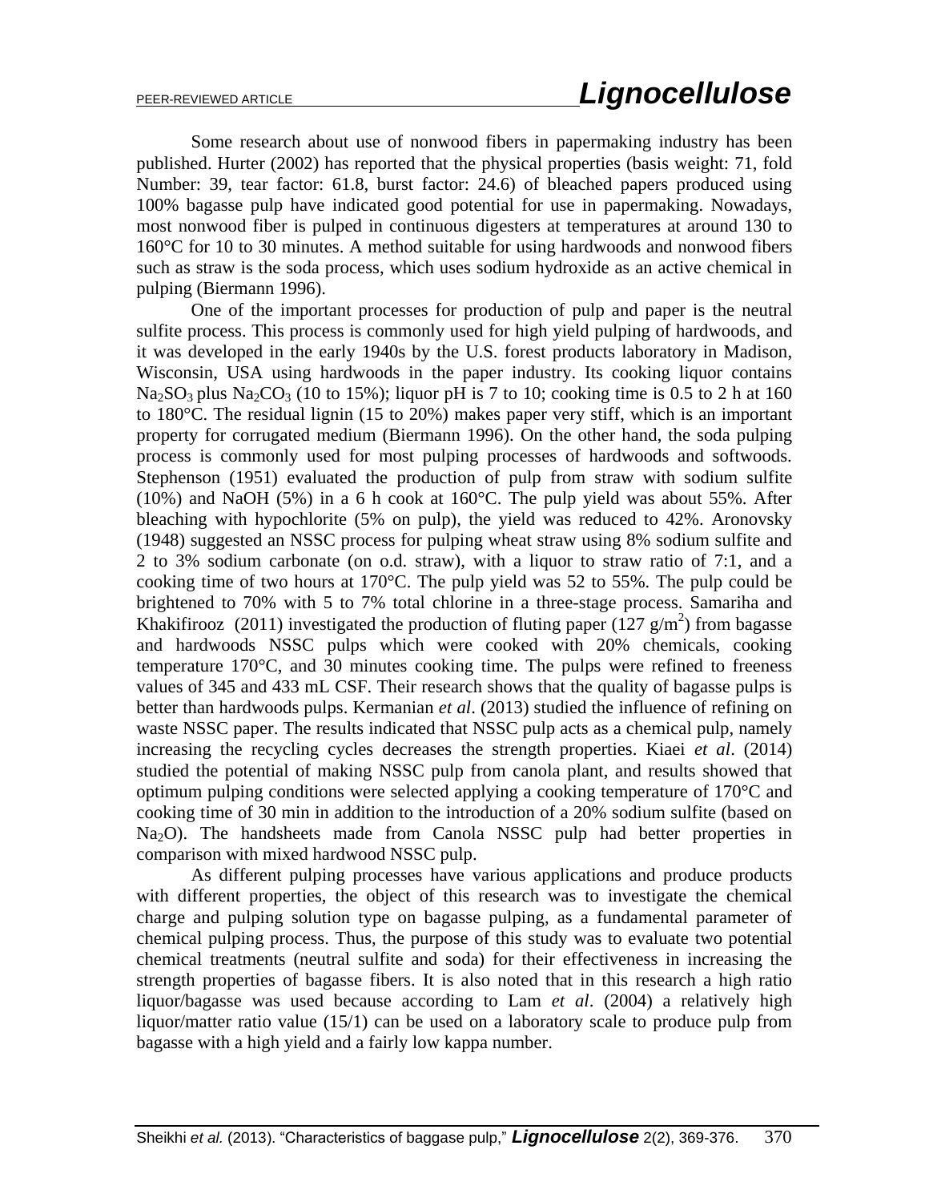Some research about use of nonwood fibers in papermaking industry has been published. Hurter (2002) has reported that the physical properties (basis weight: 71, fold Number: 39, tear factor: 61.8, burst factor: 24.6) of bleached papers produced using 100% bagasse pulp have indicated good potential for use in papermaking. Nowadays, most nonwood fiber is pulped in continuous digesters at temperatures at around 130 to 160°C for 10 to 30 minutes. A method suitable for using hardwoods and nonwood fibers such as straw is the soda process, which uses sodium hydroxide as an active chemical in pulping (Biermann 1996).

One of the important processes for production of pulp and paper is the neutral sulfite process. This process is commonly used for high yield pulping of hardwoods, and it was developed in the early 1940s by the U.S. forest products laboratory in Madison, Wisconsin, USA using hardwoods in the paper industry. Its cooking liquor contains $Na_2SO_3$ plus $Na_2CO_3$ (10 to 15%); liquor pH is 7 to 10; cooking time is 0.5 to 2 h at 160 to 180°C. The residual lignin (15 to 20%) makes paper very stiff, which is an important property for corrugated medium (Biermann 1996). On the other hand, the soda pulping process is commonly used for most pulping processes of hardwoods and softwoods. Stephenson (1951) evaluated the production of pulp from straw with sodium sulfite (10%) and NaOH (5%) in a 6 h cook at 160°C. The pulp yield was about 55%. After bleaching with hypochlorite (5% on pulp), the yield was reduced to 42%. Aronovsky (1948) suggested an NSSC process for pulping wheat straw using 8% sodium sulfite and 2 to 3% sodium carbonate (on o.d. straw), with a liquor to straw ratio of 7:1, and a cooking time of two hours at 170°C. The pulp yield was 52 to 55%. The pulp could be brightened to 70% with 5 to 7% total chlorine in a three-stage process. Samariha and Khakifirooz (2011) investigated the production of fluting paper (127 g/m$^2$) from bagasse and hardwoods NSSC pulps which were cooked with 20% chemicals, cooking temperature 170°C, and 30 minutes cooking time. The pulps were refined to freeness values of 345 and 433 mL CSF. Their research shows that the quality of bagasse pulps is better than hardwoods pulps. Kermanian *et al*. (2013) studied the influence of refining on waste NSSC paper. The results indicated that NSSC pulp acts as a chemical pulp, namely increasing the recycling cycles decreases the strength properties. Kiaei *et al*. (2014) studied the potential of making NSSC pulp from canola plant, and results showed that optimum pulping conditions were selected applying a cooking temperature of 170°C and cooking time of 30 min in addition to the introduction of a 20% sodium sulfite (based on $Na_2O$). The handsheets made from Canola NSSC pulp had better properties in comparison with mixed hardwood NSSC pulp.

As different pulping processes have various applications and produce products with different properties, the object of this research was to investigate the chemical charge and pulping solution type on bagasse pulping, as a fundamental parameter of chemical pulping process. Thus, the purpose of this study was to evaluate two potential chemical treatments (neutral sulfite and soda) for their effectiveness in increasing the strength properties of bagasse fibers. It is also noted that in this research a high ratio liquor/bagasse was used because according to Lam *et al*. (2004) a relatively high liquor/matter ratio value (15/1) can be used on a laboratory scale to produce pulp from bagasse with a high yield and a fairly low kappa number.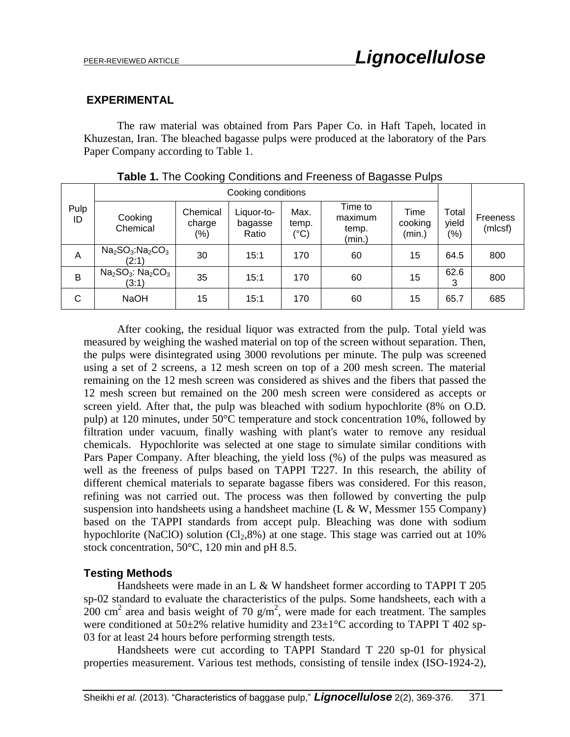## EXPERIMENTAL

The raw material was obtained from Pars Paper Co. in Haft Tapeh, located in Khuzestan, Iran. The bleached bagasse pulps were produced at the laboratory of the Pars Paper Company according to Table 1.

**Table 1.** The Cooking Conditions and Freeness of Bagasse Pulps

| Pulp ID | Cooking conditions | | | | | | Total yield (%) | Freeness (mlcsf) |
|---|---|---|---|---|---|---|---|---|
| | Cooking Chemical | Chemical charge (%) | Liquor-to-bagasse Ratio | Max. temp. (°C) | Time to maximum temp. (min.) | Time cooking (min.) | | |
| A | $Na_2SO_3$:$Na_2CO_3$ (2:1) | 30 | 15:1 | 170 | 60 | 15 | 64.5 | 800 |
| B | $Na_2SO_3$: $Na_2CO_3$ (3:1) | 35 | 15:1 | 170 | 60 | 15 | 62.63 | 800 |
| C | NaOH | 15 | 15:1 | 170 | 60 | 15 | 65.7 | 685 |

After cooking, the residual liquor was extracted from the pulp. Total yield was measured by weighing the washed material on top of the screen without separation. Then, the pulps were disintegrated using 3000 revolutions per minute. The pulp was screened using a set of 2 screens, a 12 mesh screen on top of a 200 mesh screen. The material remaining on the 12 mesh screen was considered as shives and the fibers that passed the 12 mesh screen but remained on the 200 mesh screen were considered as accepts or screen yield. After that, the pulp was bleached with sodium hypochlorite (8% on O.D. pulp) at 120 minutes, under 50°C temperature and stock concentration 10%, followed by filtration under vacuum, finally washing with plant's water to remove any residual chemicals. Hypochlorite was selected at one stage to simulate similar conditions with Pars Paper Company. After bleaching, the yield loss (%) of the pulps was measured as well as the freeness of pulps based on TAPPI T227. In this research, the ability of different chemical materials to separate bagasse fibers was considered. For this reason, refining was not carried out. The process was then followed by converting the pulp suspension into handsheets using a handsheet machine (L & W, Messmer 155 Company) based on the TAPPI standards from accept pulp. Bleaching was done with sodium hypochlorite (NaClO) solution ($Cl_2$,8%) at one stage. This stage was carried out at 10% stock concentration, 50°C, 120 min and pH 8.5.

### Testing Methods

Handsheets were made in an L & W handsheet former according to TAPPI T 205 sp-02 standard to evaluate the characteristics of the pulps. Some handsheets, each with a 200 $cm^2$ area and basis weight of 70 $g/m^2$, were made for each treatment. The samples were conditioned at 50±2% relative humidity and 23±1°C according to TAPPI T 402 sp-03 for at least 24 hours before performing strength tests.

Handsheets were cut according to TAPPI Standard T 220 sp-01 for physical properties measurement. Various test methods, consisting of tensile index (ISO-1924-2),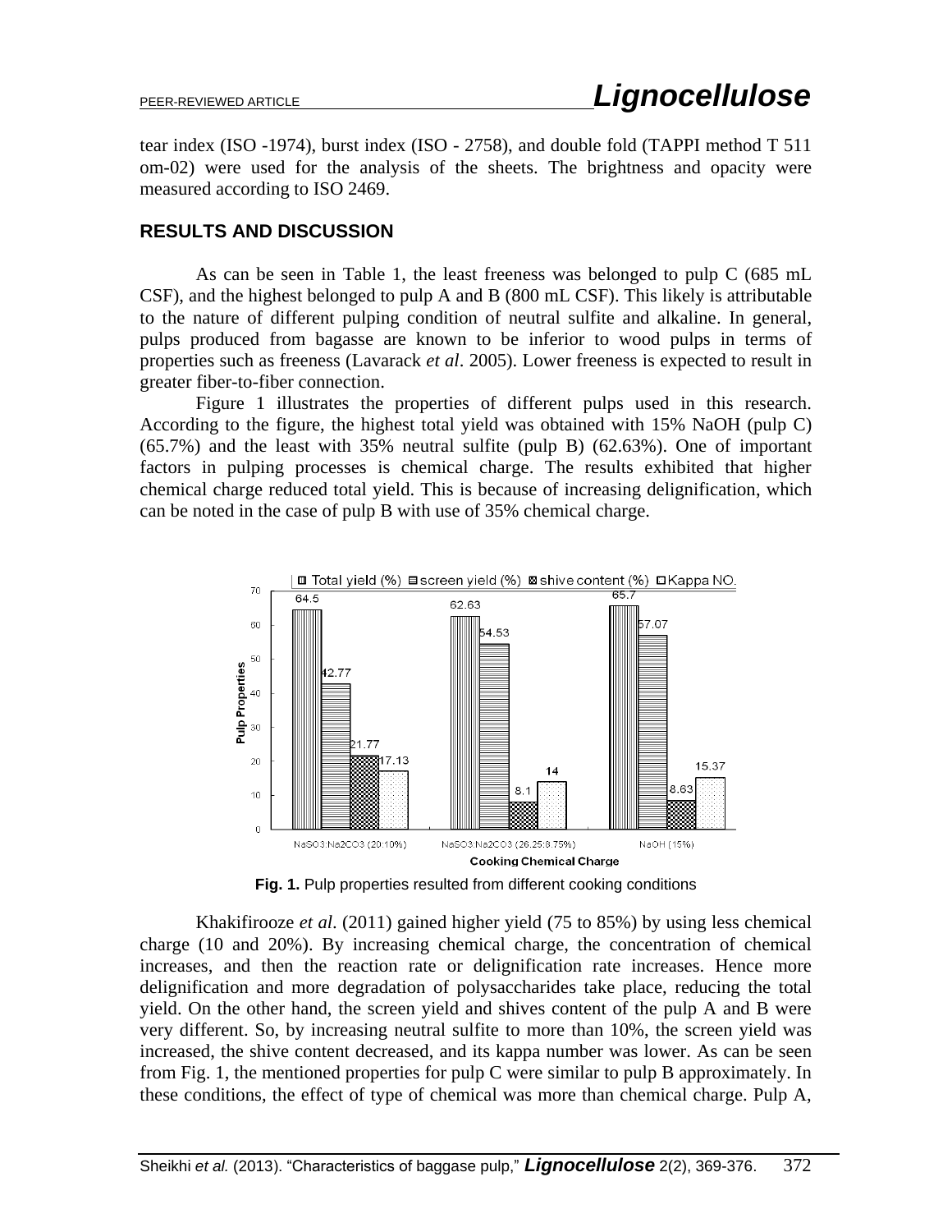tear index (ISO -1974), burst index (ISO - 2758), and double fold (TAPPI method T 511 om-02) were used for the analysis of the sheets. The brightness and opacity were measured according to ISO 2469.

## RESULTS AND DISCUSSION

As can be seen in Table 1, the least freeness was belonged to pulp C (685 mL CSF), and the highest belonged to pulp A and B (800 mL CSF). This likely is attributable to the nature of different pulping condition of neutral sulfite and alkaline. In general, pulps produced from bagasse are known to be inferior to wood pulps in terms of properties such as freeness (Lavarack *et al*. 2005). Lower freeness is expected to result in greater fiber-to-fiber connection.

Figure 1 illustrates the properties of different pulps used in this research. According to the figure, the highest total yield was obtained with 15% NaOH (pulp C) (65.7%) and the least with 35% neutral sulfite (pulp B) (62.63%). One of important factors in pulping processes is chemical charge. The results exhibited that higher chemical charge reduced total yield. This is because of increasing delignification, which can be noted in the case of pulp B with use of 35% chemical charge.

**Fig. 1.** Pulp properties resulted from different cooking conditions

Khakifirooze *et al*. (2011) gained higher yield (75 to 85%) by using less chemical charge (10 and 20%). By increasing chemical charge, the concentration of chemical increases, and then the reaction rate or delignification rate increases. Hence more delignification and more degradation of polysaccharides take place, reducing the total yield. On the other hand, the screen yield and shives content of the pulp A and B were very different. So, by increasing neutral sulfite to more than 10%, the screen yield was increased, the shive content decreased, and its kappa number was lower. As can be seen from Fig. 1, the mentioned properties for pulp C were similar to pulp B approximately. In these conditions, the effect of type of chemical was more than chemical charge. Pulp A,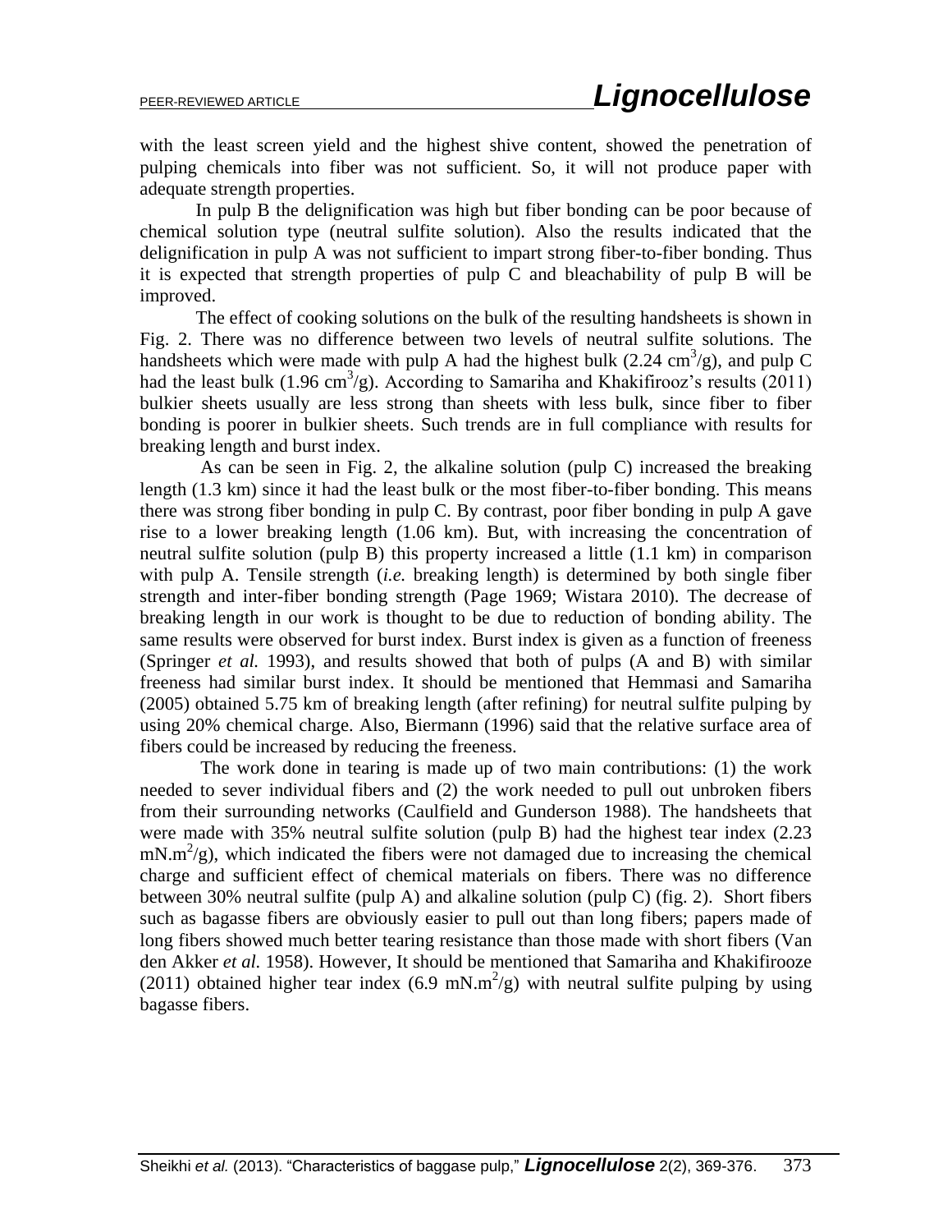with the least screen yield and the highest shive content, showed the penetration of pulping chemicals into fiber was not sufficient. So, it will not produce paper with adequate strength properties.

In pulp B the delignification was high but fiber bonding can be poor because of chemical solution type (neutral sulfite solution). Also the results indicated that the delignification in pulp A was not sufficient to impart strong fiber-to-fiber bonding. Thus it is expected that strength properties of pulp C and bleachability of pulp B will be improved.

The effect of cooking solutions on the bulk of the resulting handsheets is shown in Fig. 2. There was no difference between two levels of neutral sulfite solutions. The handsheets which were made with pulp A had the highest bulk (2.24 $cm^3/g$), and pulp C had the least bulk (1.96 $cm^3/g$). According to Samariha and Khakifirooz's results (2011) bulkier sheets usually are less strong than sheets with less bulk, since fiber to fiber bonding is poorer in bulkier sheets. Such trends are in full compliance with results for breaking length and burst index.

As can be seen in Fig. 2, the alkaline solution (pulp C) increased the breaking length (1.3 km) since it had the least bulk or the most fiber-to-fiber bonding. This means there was strong fiber bonding in pulp C. By contrast, poor fiber bonding in pulp A gave rise to a lower breaking length (1.06 km). But, with increasing the concentration of neutral sulfite solution (pulp B) this property increased a little (1.1 km) in comparison with pulp A. Tensile strength (*i.e.* breaking length) is determined by both single fiber strength and inter-fiber bonding strength (Page 1969; Wistara 2010). The decrease of breaking length in our work is thought to be due to reduction of bonding ability. The same results were observed for burst index. Burst index is given as a function of freeness (Springer *et al.* 1993), and results showed that both of pulps (A and B) with similar freeness had similar burst index. It should be mentioned that Hemmasi and Samariha (2005) obtained 5.75 km of breaking length (after refining) for neutral sulfite pulping by using 20% chemical charge. Also, Biermann (1996) said that the relative surface area of fibers could be increased by reducing the freeness.

The work done in tearing is made up of two main contributions: (1) the work needed to sever individual fibers and (2) the work needed to pull out unbroken fibers from their surrounding networks (Caulfield and Gunderson 1988). The handsheets that were made with 35% neutral sulfite solution (pulp B) had the highest tear index (2.23 $mN.m^2/g$), which indicated the fibers were not damaged due to increasing the chemical charge and sufficient effect of chemical materials on fibers. There was no difference between 30% neutral sulfite (pulp A) and alkaline solution (pulp C) (fig. 2). Short fibers such as bagasse fibers are obviously easier to pull out than long fibers; papers made of long fibers showed much better tearing resistance than those made with short fibers (Van den Akker *et al.* 1958). However, It should be mentioned that Samariha and Khakifirooze (2011) obtained higher tear index (6.9 $mN.m^2/g$) with neutral sulfite pulping by using bagasse fibers.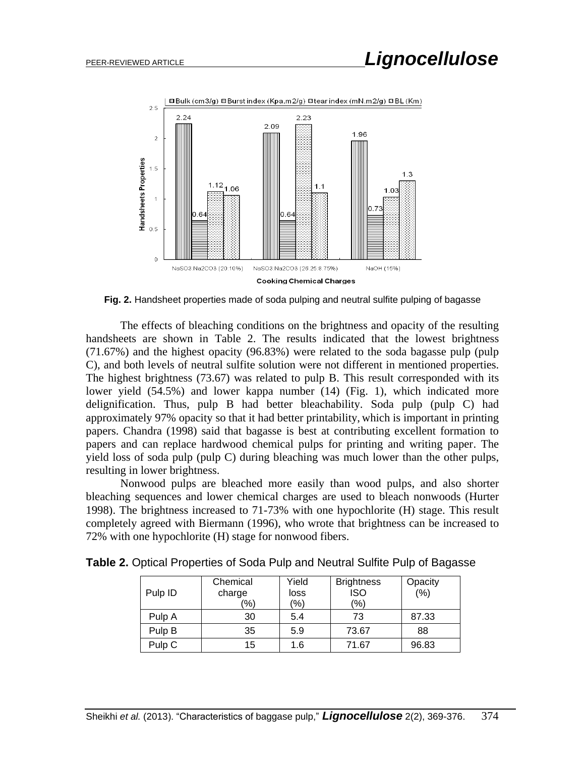**Fig. 2.** Handsheet properties made of soda pulping and neutral sulfite pulping of bagasse

The effects of bleaching conditions on the brightness and opacity of the resulting handsheets are shown in Table 2. The results indicated that the lowest brightness (71.67%) and the highest opacity (96.83%) were related to the soda bagasse pulp (pulp C), and both levels of neutral sulfite solution were not different in mentioned properties. The highest brightness (73.67) was related to pulp B. This result corresponded with its lower yield (54.5%) and lower kappa number (14) (Fig. 1), which indicated more delignification. Thus, pulp B had better bleachability. Soda pulp (pulp C) had approximately 97% opacity so that it had better printability, which is important in printing papers. Chandra (1998) said that bagasse is best at contributing excellent formation to papers and can replace hardwood chemical pulps for printing and writing paper. The yield loss of soda pulp (pulp C) during bleaching was much lower than the other pulps, resulting in lower brightness.

Nonwood pulps are bleached more easily than wood pulps, and also shorter bleaching sequences and lower chemical charges are used to bleach nonwoods (Hurter 1998). The brightness increased to 71-73% with one hypochlorite (H) stage. This result completely agreed with Biermann (1996), who wrote that brightness can be increased to 72% with one hypochlorite (H) stage for nonwood fibers.

**Table 2.** Optical Properties of Soda Pulp and Neutral Sulfite Pulp of Bagasse

| Pulp ID | Chemical charge (%) | Yield loss (%) | Brightness ISO (%) | Opacity (%) |
|---|---|---|---|---|
| Pulp A | 30 | 5.4 | 73 | 87.33 |
| Pulp B | 35 | 5.9 | 73.67 | 88 |
| Pulp C | 15 | 1.6 | 71.67 | 96.83 |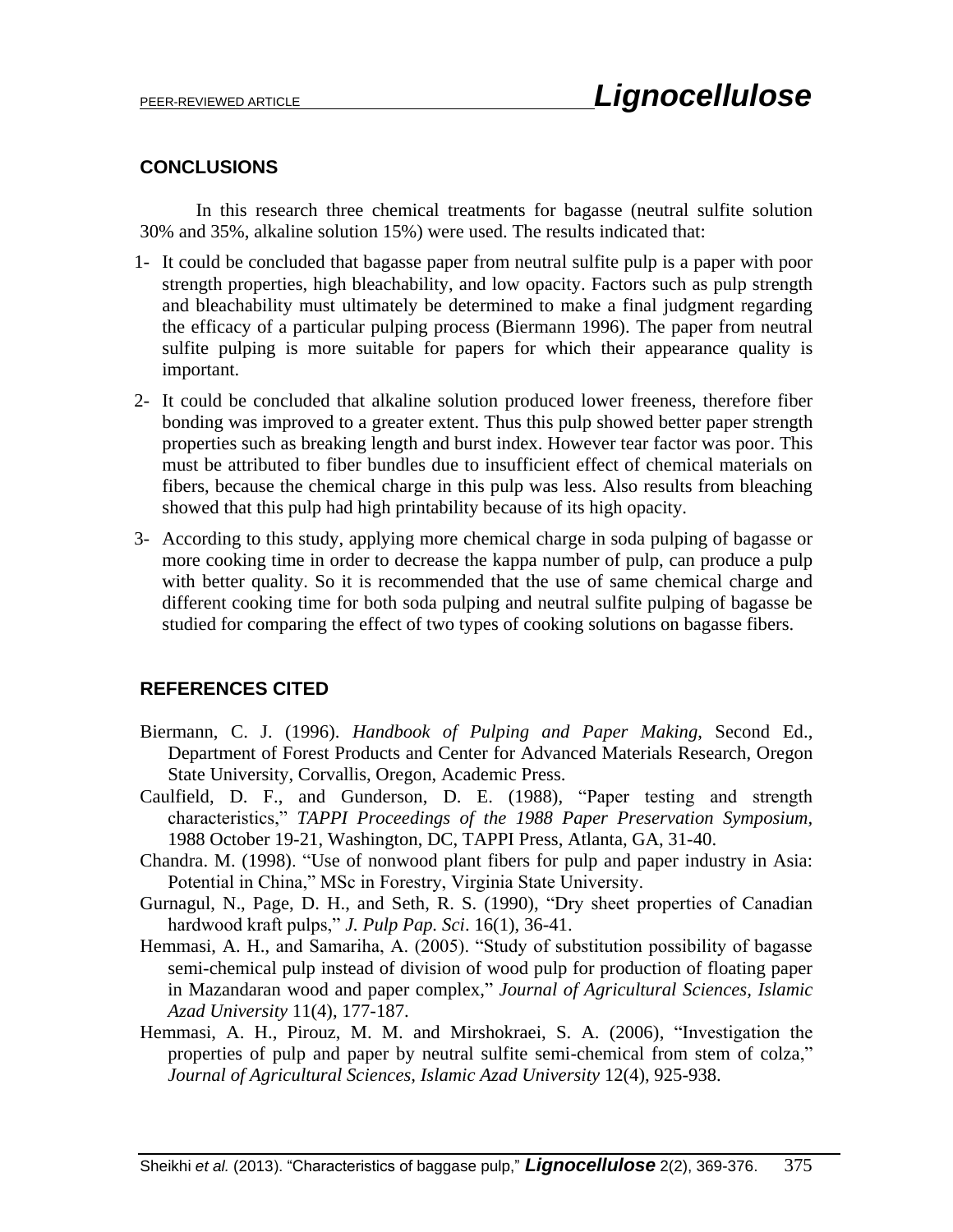## CONCLUSIONS

In this research three chemical treatments for bagasse (neutral sulfite solution 30% and 35%, alkaline solution 15%) were used. The results indicated that:

1- It could be concluded that bagasse paper from neutral sulfite pulp is a paper with poor strength properties, high bleachability, and low opacity. Factors such as pulp strength and bleachability must ultimately be determined to make a final judgment regarding the efficacy of a particular pulping process (Biermann 1996). The paper from neutral sulfite pulping is more suitable for papers for which their appearance quality is important.

2- It could be concluded that alkaline solution produced lower freeness, therefore fiber bonding was improved to a greater extent. Thus this pulp showed better paper strength properties such as breaking length and burst index. However tear factor was poor. This must be attributed to fiber bundles due to insufficient effect of chemical materials on fibers, because the chemical charge in this pulp was less. Also results from bleaching showed that this pulp had high printability because of its high opacity.

3- According to this study, applying more chemical charge in soda pulping of bagasse or more cooking time in order to decrease the kappa number of pulp, can produce a pulp with better quality. So it is recommended that the use of same chemical charge and different cooking time for both soda pulping and neutral sulfite pulping of bagasse be studied for comparing the effect of two types of cooking solutions on bagasse fibers.

## REFERENCES CITED

Biermann, C. J. (1996). *Handbook of Pulping and Paper Making*, Second Ed., Department of Forest Products and Center for Advanced Materials Research, Oregon State University, Corvallis, Oregon, Academic Press.

Caulfield, D. F., and Gunderson, D. E. (1988), "Paper testing and strength characteristics," *TAPPI Proceedings of the 1988 Paper Preservation Symposium*, 1988 October 19-21, Washington, DC, TAPPI Press, Atlanta, GA, 31-40.

Chandra. M. (1998). "Use of nonwood plant fibers for pulp and paper industry in Asia: Potential in China," MSc in Forestry, Virginia State University.

Gurnagul, N., Page, D. H., and Seth, R. S. (1990), "Dry sheet properties of Canadian hardwood kraft pulps," *J. Pulp Pap. Sci*. 16(1), 36-41.

Hemmasi, A. H., and Samariha, A. (2005). "Study of substitution possibility of bagasse semi-chemical pulp instead of division of wood pulp for production of floating paper in Mazandaran wood and paper complex," *Journal of Agricultural Sciences, Islamic Azad University* 11(4), 177-187.

Hemmasi, A. H., Pirouz, M. M. and Mirshokraei, S. A. (2006), "Investigation the properties of pulp and paper by neutral sulfite semi-chemical from stem of colza," *Journal of Agricultural Sciences, Islamic Azad University* 12(4), 925-938.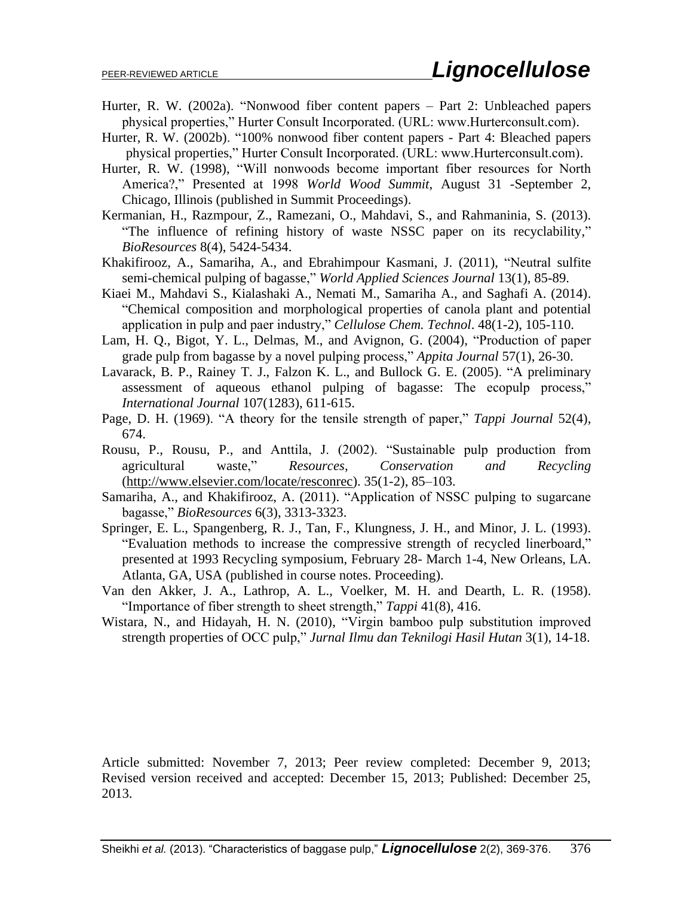Hurter, R. W. (2002a). "Nonwood fiber content papers – Part 2: Unbleached papers physical properties," Hurter Consult Incorporated. (URL: www.Hurterconsult.com).

Hurter, R. W. (2002b). "100% nonwood fiber content papers - Part 4: Bleached papers physical properties," Hurter Consult Incorporated. (URL: www.Hurterconsult.com).

Hurter, R. W. (1998), "Will nonwoods become important fiber resources for North America?," Presented at 1998 *World Wood Summit,* August 31 -September 2, Chicago, Illinois (published in Summit Proceedings).

Kermanian, H., Razmpour, Z., Ramezani, O., Mahdavi, S., and Rahmaninia, S. (2013). "The influence of refining history of waste NSSC paper on its recyclability," *BioResources* 8(4), 5424-5434.

Khakifirooz, A., Samariha, A., and Ebrahimpour Kasmani, J. (2011), "Neutral sulfite semi-chemical pulping of bagasse," *World Applied Sciences Journal* 13(1), 85-89.

Kiaei M., Mahdavi S., Kialashaki A., Nemati M., Samariha A., and Saghafi A. (2014). "Chemical composition and morphological properties of canola plant and potential application in pulp and paer industry," *Cellulose Chem. Technol*. 48(1-2), 105-110.

Lam, H. Q., Bigot, Y. L., Delmas, M., and Avignon, G. (2004), "Production of paper grade pulp from bagasse by a novel pulping process," *Appita Journal* 57(1), 26-30.

Lavarack, B. P., Rainey T. J., Falzon K. L., and Bullock G. E. (2005). "A preliminary assessment of aqueous ethanol pulping of bagasse: The ecopulp process," *International Journal* 107(1283), 611-615.

Page, D. H. (1969). "A theory for the tensile strength of paper," *Tappi Journal* 52(4), 674.

Rousu, P., Rousu, P., and Anttila, J. (2002). "Sustainable pulp production from agricultural waste," *Resources, Conservation and Recycling* (http://www.elsevier.com/locate/resconrec). 35(1-2), 85–103.

Samariha, A., and Khakifirooz, A. (2011). "Application of NSSC pulping to sugarcane bagasse," *BioResources* 6(3), 3313-3323.

Springer, E. L., Spangenberg, R. J., Tan, F., Klungness, J. H., and Minor, J. L. (1993). "Evaluation methods to increase the compressive strength of recycled linerboard," presented at 1993 Recycling symposium, February 28- March 1-4, New Orleans, LA. Atlanta, GA, USA (published in course notes. Proceeding).

Van den Akker, J. A., Lathrop, A. L., Voelker, M. H. and Dearth, L. R. (1958). "Importance of fiber strength to sheet strength," *Tappi* 41(8), 416.

Wistara, N., and Hidayah, H. N. (2010), "Virgin bamboo pulp substitution improved strength properties of OCC pulp," *Jurnal Ilmu dan Teknilogi Hasil Hutan* 3(1), 14-18.

Article submitted: November 7, 2013; Peer review completed: December 9, 2013; Revised version received and accepted: December 15, 2013; Published: December 25, 2013.